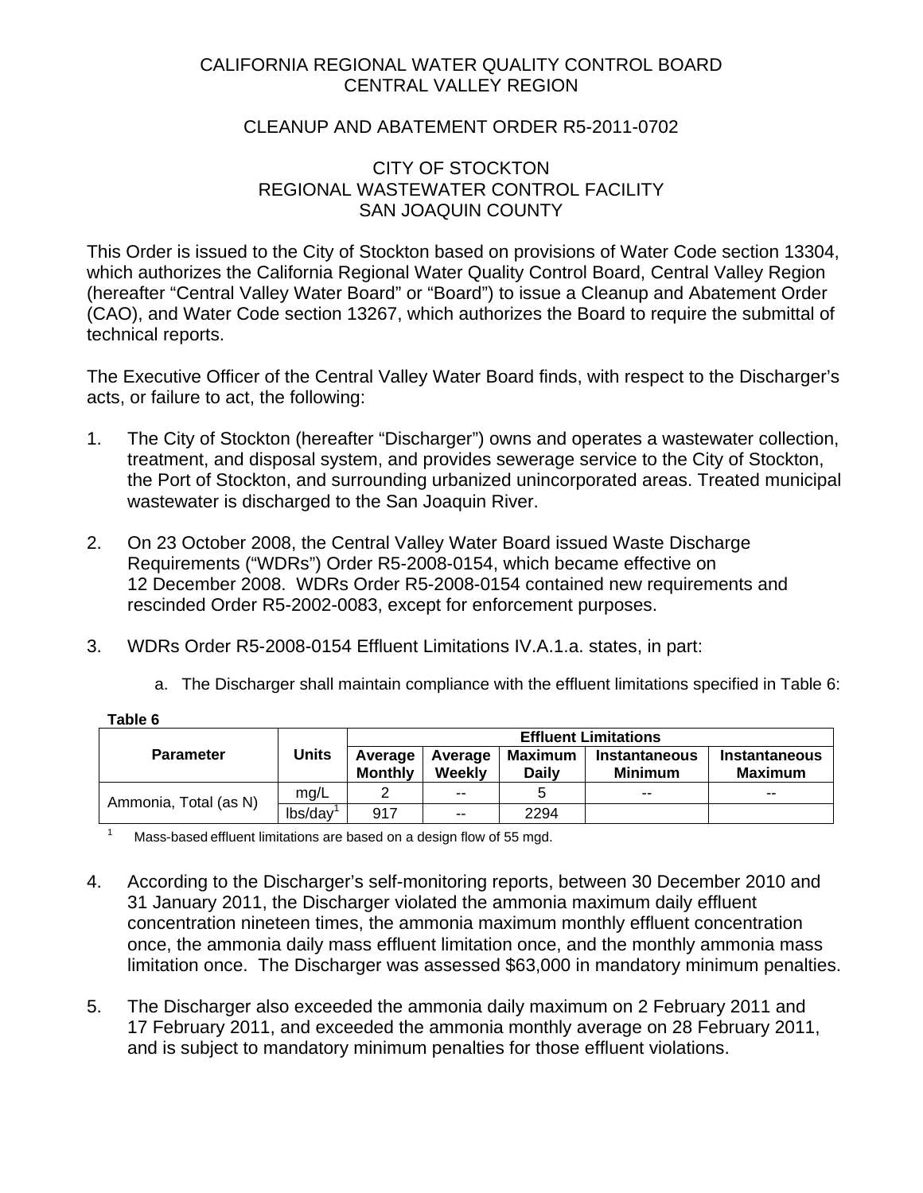CALIFORNIA REGIONAL WATER QUALITY CONTROL BOARD
CENTRAL VALLEY REGION

CLEANUP AND ABATEMENT ORDER R5-2011-0702

CITY OF STOCKTON
REGIONAL WASTEWATER CONTROL FACILITY
SAN JOAQUIN COUNTY

This Order is issued to the City of Stockton based on provisions of Water Code section 13304, which authorizes the California Regional Water Quality Control Board, Central Valley Region (hereafter "Central Valley Water Board" or "Board") to issue a Cleanup and Abatement Order (CAO), and Water Code section 13267, which authorizes the Board to require the submittal of technical reports.

The Executive Officer of the Central Valley Water Board finds, with respect to the Discharger's acts, or failure to act, the following:

1. The City of Stockton (hereafter "Discharger") owns and operates a wastewater collection, treatment, and disposal system, and provides sewerage service to the City of Stockton, the Port of Stockton, and surrounding urbanized unincorporated areas. Treated municipal wastewater is discharged to the San Joaquin River.

2. On 23 October 2008, the Central Valley Water Board issued Waste Discharge Requirements ("WDRs") Order R5-2008-0154, which became effective on 12 December 2008. WDRs Order R5-2008-0154 contained new requirements and rescinded Order R5-2002-0083, except for enforcement purposes.

3. WDRs Order R5-2008-0154 Effluent Limitations IV.A.1.a. states, in part:

   a. The Discharger shall maintain compliance with the effluent limitations specified in Table 6:

**Table 6**

| Parameter | Units | Effluent Limitations | | | | |
|---|---|---|---|---|---|---|
| | | Average Monthly | Average Weekly | Maximum Daily | Instantaneous Minimum | Instantaneous Maximum |
| Ammonia, Total (as N) | mg/L | 2 | -- | 5 | -- | -- |
| | lbs/day[1] | 917 | -- | 2294 | | |

[1] Mass-based effluent limitations are based on a design flow of 55 mgd.

4. According to the Discharger's self-monitoring reports, between 30 December 2010 and 31 January 2011, the Discharger violated the ammonia maximum daily effluent concentration nineteen times, the ammonia maximum monthly effluent concentration once, the ammonia daily mass effluent limitation once, and the monthly ammonia mass limitation once. The Discharger was assessed $63,000 in mandatory minimum penalties.

5. The Discharger also exceeded the ammonia daily maximum on 2 February 2011 and 17 February 2011, and exceeded the ammonia monthly average on 28 February 2011, and is subject to mandatory minimum penalties for those effluent violations.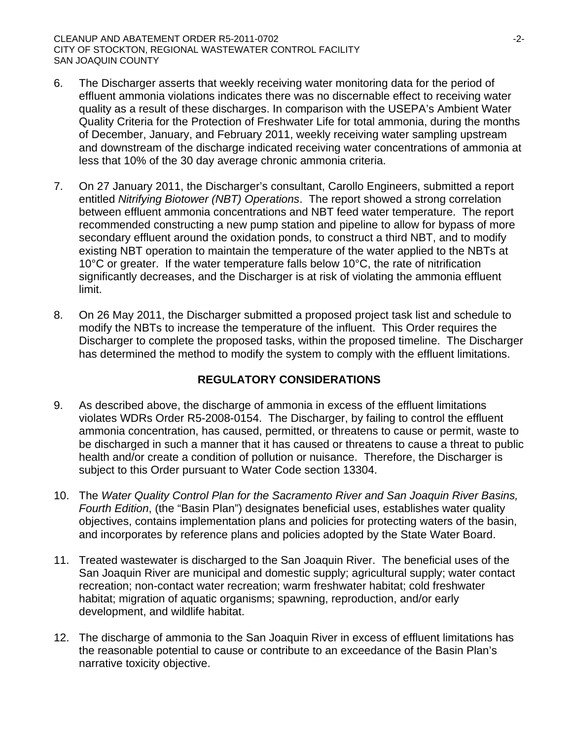6. The Discharger asserts that weekly receiving water monitoring data for the period of effluent ammonia violations indicates there was no discernable effect to receiving water quality as a result of these discharges. In comparison with the USEPA's Ambient Water Quality Criteria for the Protection of Freshwater Life for total ammonia, during the months of December, January, and February 2011, weekly receiving water sampling upstream and downstream of the discharge indicated receiving water concentrations of ammonia at less that 10% of the 30 day average chronic ammonia criteria.

7. On 27 January 2011, the Discharger's consultant, Carollo Engineers, submitted a report entitled *Nitrifying Biotower (NBT) Operations*. The report showed a strong correlation between effluent ammonia concentrations and NBT feed water temperature. The report recommended constructing a new pump station and pipeline to allow for bypass of more secondary effluent around the oxidation ponds, to construct a third NBT, and to modify existing NBT operation to maintain the temperature of the water applied to the NBTs at 10°C or greater. If the water temperature falls below 10°C, the rate of nitrification significantly decreases, and the Discharger is at risk of violating the ammonia effluent limit.

8. On 26 May 2011, the Discharger submitted a proposed project task list and schedule to modify the NBTs to increase the temperature of the influent. This Order requires the Discharger to complete the proposed tasks, within the proposed timeline. The Discharger has determined the method to modify the system to comply with the effluent limitations.

## REGULATORY CONSIDERATIONS

9. As described above, the discharge of ammonia in excess of the effluent limitations violates WDRs Order R5-2008-0154. The Discharger, by failing to control the effluent ammonia concentration, has caused, permitted, or threatens to cause or permit, waste to be discharged in such a manner that it has caused or threatens to cause a threat to public health and/or create a condition of pollution or nuisance. Therefore, the Discharger is subject to this Order pursuant to Water Code section 13304.

10. The *Water Quality Control Plan for the Sacramento River and San Joaquin River Basins, Fourth Edition*, (the "Basin Plan") designates beneficial uses, establishes water quality objectives, contains implementation plans and policies for protecting waters of the basin, and incorporates by reference plans and policies adopted by the State Water Board.

11. Treated wastewater is discharged to the San Joaquin River. The beneficial uses of the San Joaquin River are municipal and domestic supply; agricultural supply; water contact recreation; non-contact water recreation; warm freshwater habitat; cold freshwater habitat; migration of aquatic organisms; spawning, reproduction, and/or early development, and wildlife habitat.

12. The discharge of ammonia to the San Joaquin River in excess of effluent limitations has the reasonable potential to cause or contribute to an exceedance of the Basin Plan's narrative toxicity objective.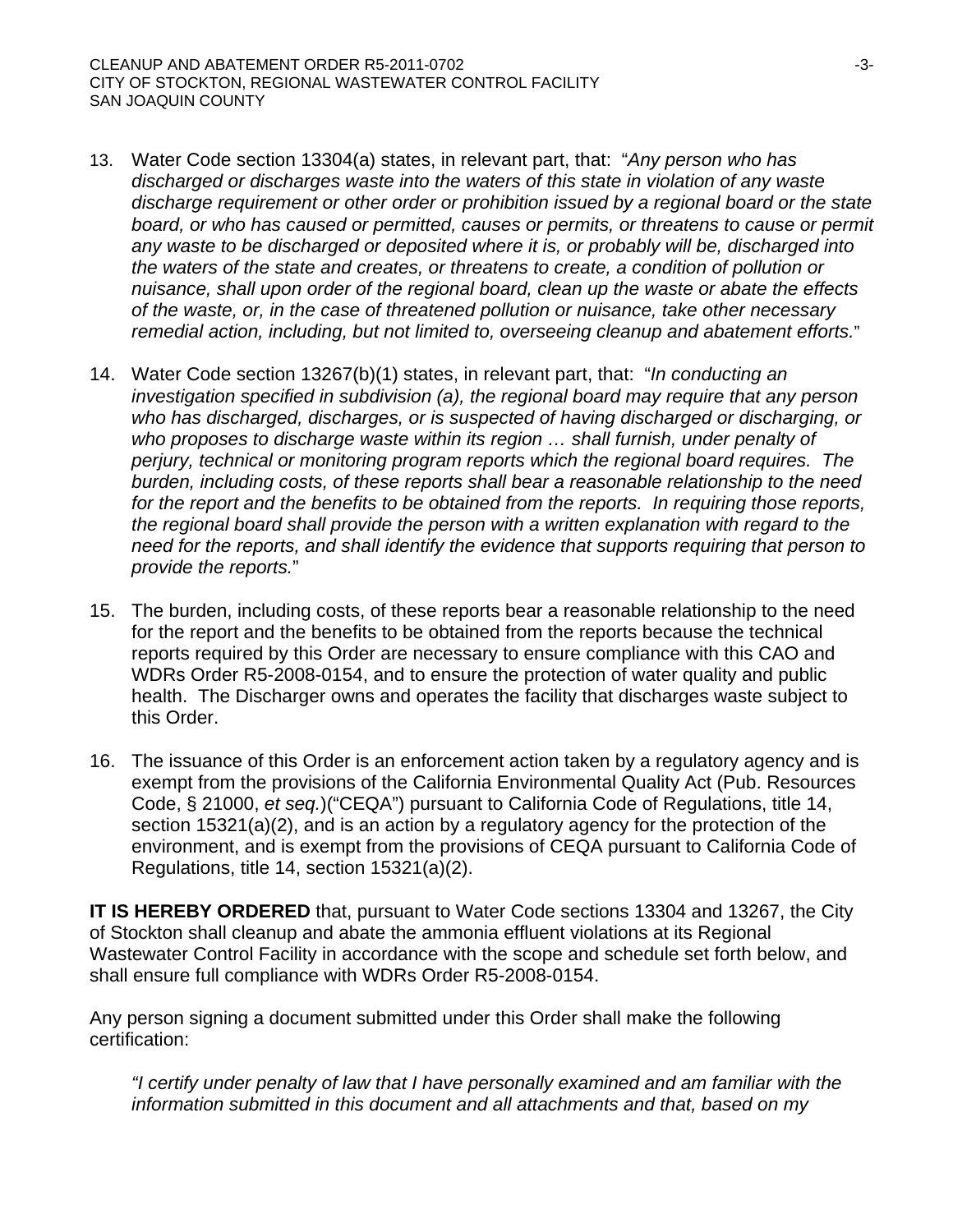13. Water Code section 13304(a) states, in relevant part, that: "*Any person who has discharged or discharges waste into the waters of this state in violation of any waste discharge requirement or other order or prohibition issued by a regional board or the state board, or who has caused or permitted, causes or permits, or threatens to cause or permit any waste to be discharged or deposited where it is, or probably will be, discharged into the waters of the state and creates, or threatens to create, a condition of pollution or nuisance, shall upon order of the regional board, clean up the waste or abate the effects of the waste, or, in the case of threatened pollution or nuisance, take other necessary remedial action, including, but not limited to, overseeing cleanup and abatement efforts.*"

14. Water Code section 13267(b)(1) states, in relevant part, that: "*In conducting an investigation specified in subdivision (a), the regional board may require that any person who has discharged, discharges, or is suspected of having discharged or discharging, or who proposes to discharge waste within its region … shall furnish, under penalty of perjury, technical or monitoring program reports which the regional board requires. The burden, including costs, of these reports shall bear a reasonable relationship to the need for the report and the benefits to be obtained from the reports. In requiring those reports, the regional board shall provide the person with a written explanation with regard to the need for the reports, and shall identify the evidence that supports requiring that person to provide the reports.*"

15. The burden, including costs, of these reports bear a reasonable relationship to the need for the report and the benefits to be obtained from the reports because the technical reports required by this Order are necessary to ensure compliance with this CAO and WDRs Order R5-2008-0154, and to ensure the protection of water quality and public health. The Discharger owns and operates the facility that discharges waste subject to this Order.

16. The issuance of this Order is an enforcement action taken by a regulatory agency and is exempt from the provisions of the California Environmental Quality Act (Pub. Resources Code, § 21000, *et seq.*)("CEQA") pursuant to California Code of Regulations, title 14, section 15321(a)(2), and is an action by a regulatory agency for the protection of the environment, and is exempt from the provisions of CEQA pursuant to California Code of Regulations, title 14, section 15321(a)(2).

**IT IS HEREBY ORDERED** that, pursuant to Water Code sections 13304 and 13267, the City of Stockton shall cleanup and abate the ammonia effluent violations at its Regional Wastewater Control Facility in accordance with the scope and schedule set forth below, and shall ensure full compliance with WDRs Order R5-2008-0154.

Any person signing a document submitted under this Order shall make the following certification:

*"I certify under penalty of law that I have personally examined and am familiar with the information submitted in this document and all attachments and that, based on my*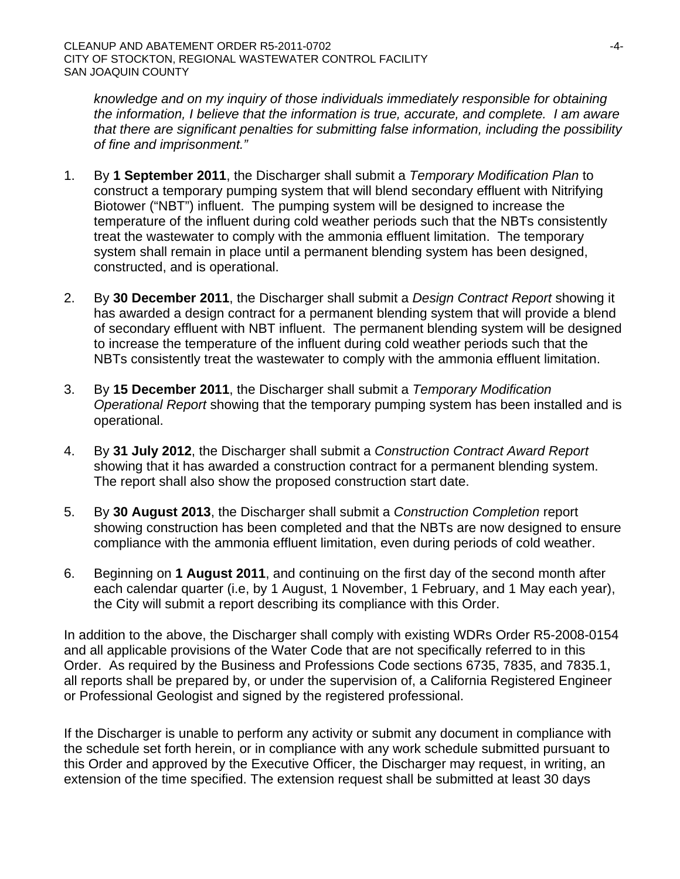*knowledge and on my inquiry of those individuals immediately responsible for obtaining the information, I believe that the information is true, accurate, and complete. I am aware that there are significant penalties for submitting false information, including the possibility of fine and imprisonment."*

1. By **1 September 2011**, the Discharger shall submit a *Temporary Modification Plan* to construct a temporary pumping system that will blend secondary effluent with Nitrifying Biotower ("NBT") influent. The pumping system will be designed to increase the temperature of the influent during cold weather periods such that the NBTs consistently treat the wastewater to comply with the ammonia effluent limitation. The temporary system shall remain in place until a permanent blending system has been designed, constructed, and is operational.

2. By **30 December 2011**, the Discharger shall submit a *Design Contract Report* showing it has awarded a design contract for a permanent blending system that will provide a blend of secondary effluent with NBT influent. The permanent blending system will be designed to increase the temperature of the influent during cold weather periods such that the NBTs consistently treat the wastewater to comply with the ammonia effluent limitation.

3. By **15 December 2011**, the Discharger shall submit a *Temporary Modification Operational Report* showing that the temporary pumping system has been installed and is operational.

4. By **31 July 2012**, the Discharger shall submit a *Construction Contract Award Report* showing that it has awarded a construction contract for a permanent blending system. The report shall also show the proposed construction start date.

5. By **30 August 2013**, the Discharger shall submit a *Construction Completion* report showing construction has been completed and that the NBTs are now designed to ensure compliance with the ammonia effluent limitation, even during periods of cold weather.

6. Beginning on **1 August 2011**, and continuing on the first day of the second month after each calendar quarter (i.e, by 1 August, 1 November, 1 February, and 1 May each year), the City will submit a report describing its compliance with this Order.

In addition to the above, the Discharger shall comply with existing WDRs Order R5-2008-0154 and all applicable provisions of the Water Code that are not specifically referred to in this Order. As required by the Business and Professions Code sections 6735, 7835, and 7835.1, all reports shall be prepared by, or under the supervision of, a California Registered Engineer or Professional Geologist and signed by the registered professional.

If the Discharger is unable to perform any activity or submit any document in compliance with the schedule set forth herein, or in compliance with any work schedule submitted pursuant to this Order and approved by the Executive Officer, the Discharger may request, in writing, an extension of the time specified. The extension request shall be submitted at least 30 days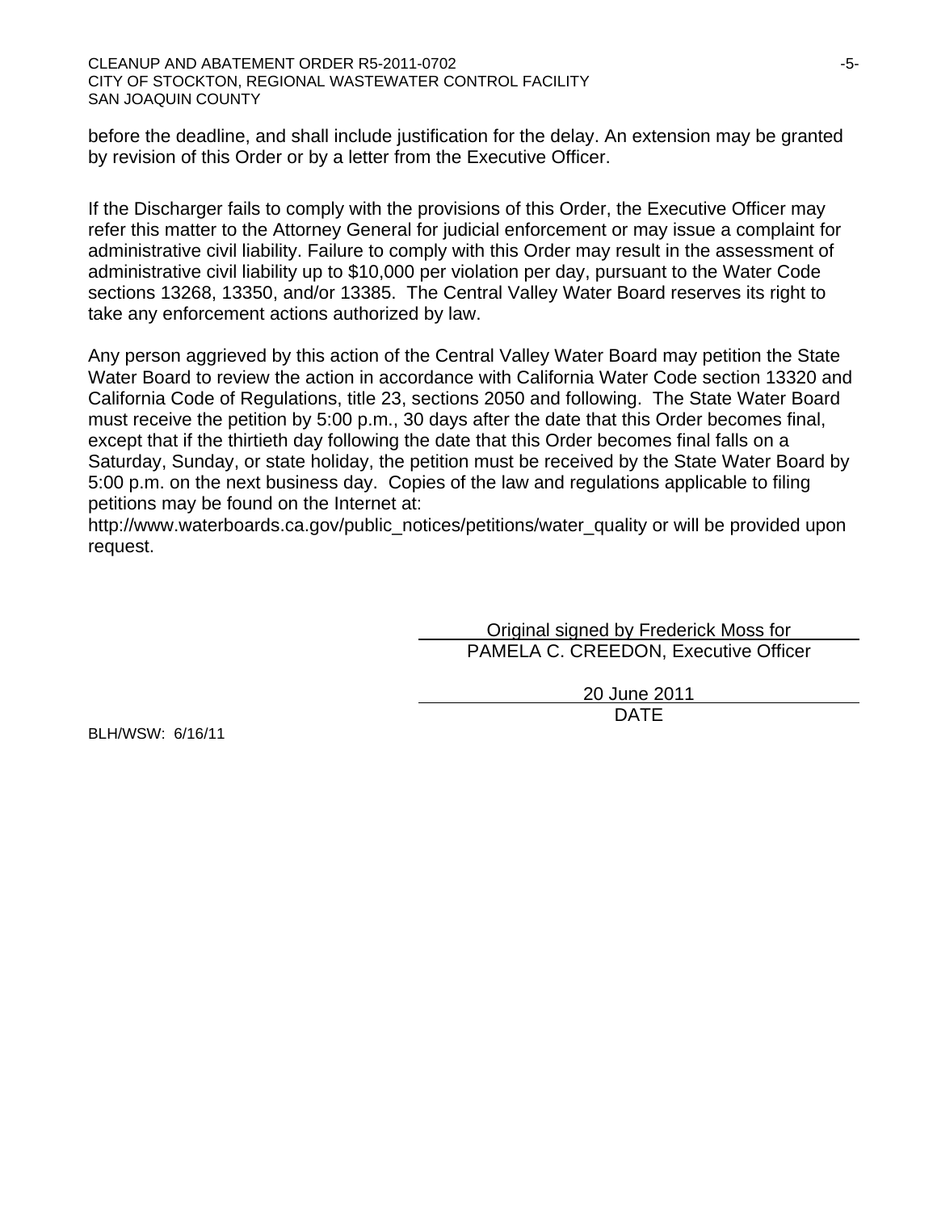before the deadline, and shall include justification for the delay. An extension may be granted by revision of this Order or by a letter from the Executive Officer.

If the Discharger fails to comply with the provisions of this Order, the Executive Officer may refer this matter to the Attorney General for judicial enforcement or may issue a complaint for administrative civil liability. Failure to comply with this Order may result in the assessment of administrative civil liability up to $10,000 per violation per day, pursuant to the Water Code sections 13268, 13350, and/or 13385. The Central Valley Water Board reserves its right to take any enforcement actions authorized by law.

Any person aggrieved by this action of the Central Valley Water Board may petition the State Water Board to review the action in accordance with California Water Code section 13320 and California Code of Regulations, title 23, sections 2050 and following. The State Water Board must receive the petition by 5:00 p.m., 30 days after the date that this Order becomes final, except that if the thirtieth day following the date that this Order becomes final falls on a Saturday, Sunday, or state holiday, the petition must be received by the State Water Board by 5:00 p.m. on the next business day. Copies of the law and regulations applicable to filing petitions may be found on the Internet at: http://www.waterboards.ca.gov/public_notices/petitions/water_quality or will be provided upon request.

Original signed by Frederick Moss for
PAMELA C. CREEDON, Executive Officer

20 June 2011
DATE

BLH/WSW: 6/16/11